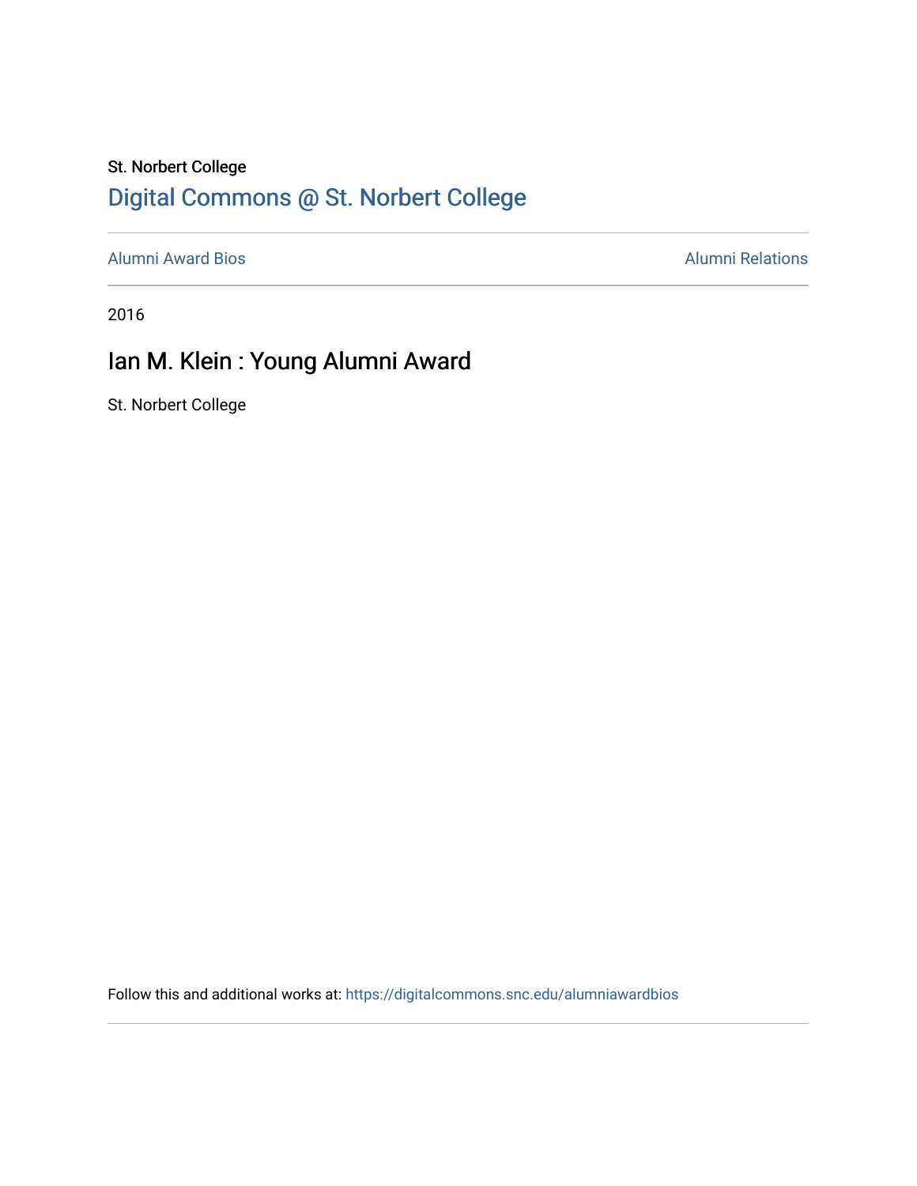St. Norbert College

# Digital Commons @ St. Norbert College

Alumni Award Bios

Alumni Relations

2016

## Ian M. Klein : Young Alumni Award

St. Norbert College

Follow this and additional works at: https://digitalcommons.snc.edu/alumniawardbios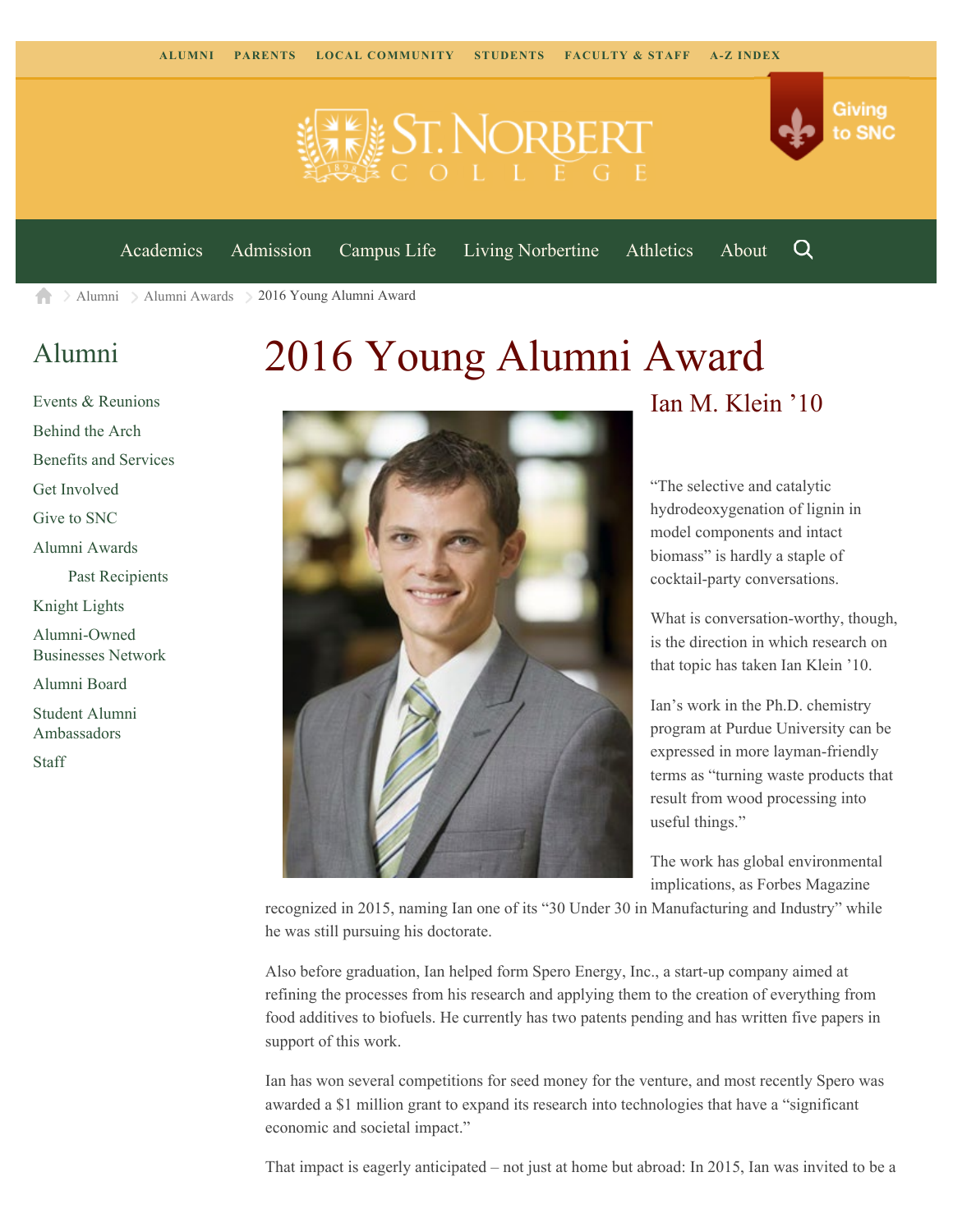ALUMNI PARENTS LOCAL COMMUNITY STUDENTS FACULTY & STAFF A-Z INDEX

Giving to SNC

Academics Admission Campus Life Living Norbertine Athletics About

Alumni > Alumni Awards > 2016 Young Alumni Award

## Alumni

- Events & Reunions
- Behind the Arch
- Benefits and Services
- Get Involved
- Give to SNC
- Alumni Awards
  - Past Recipients
- Knight Lights
- Alumni-Owned Businesses Network
- Alumni Board
- Student Alumni Ambassadors
- Staff

# 2016 Young Alumni Award

## Ian M. Klein ’10

“The selective and catalytic hydrodeoxygenation of lignin in model components and intact biomass” is hardly a staple of cocktail-party conversations.

What is conversation-worthy, though, is the direction in which research on that topic has taken Ian Klein ’10.

Ian’s work in the Ph.D. chemistry program at Purdue University can be expressed in more layman-friendly terms as “turning waste products that result from wood processing into useful things.”

The work has global environmental implications, as Forbes Magazine recognized in 2015, naming Ian one of its “30 Under 30 in Manufacturing and Industry” while he was still pursuing his doctorate.

Also before graduation, Ian helped form Spero Energy, Inc., a start-up company aimed at refining the processes from his research and applying them to the creation of everything from food additives to biofuels. He currently has two patents pending and has written five papers in support of this work.

Ian has won several competitions for seed money for the venture, and most recently Spero was awarded a $1 million grant to expand its research into technologies that have a “significant economic and societal impact.”

That impact is eagerly anticipated – not just at home but abroad: In 2015, Ian was invited to be a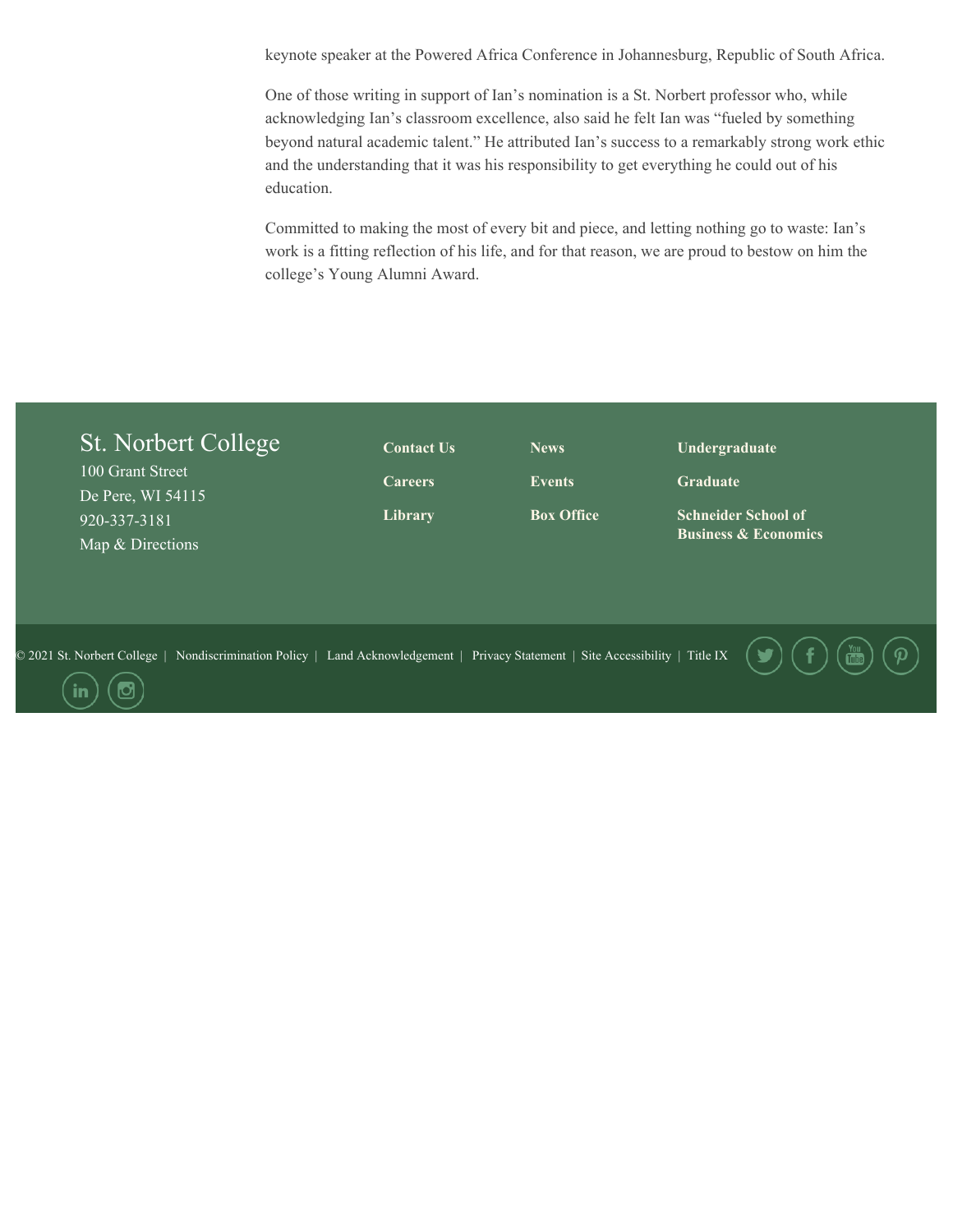keynote speaker at the Powered Africa Conference in Johannesburg, Republic of South Africa.

One of those writing in support of Ian's nomination is a St. Norbert professor who, while acknowledging Ian's classroom excellence, also said he felt Ian was "fueled by something beyond natural academic talent." He attributed Ian's success to a remarkably strong work ethic and the understanding that it was his responsibility to get everything he could out of his education.

Committed to making the most of every bit and piece, and letting nothing go to waste: Ian's work is a fitting reflection of his life, and for that reason, we are proud to bestow on him the college's Young Alumni Award.

St. Norbert College
100 Grant Street
De Pere, WI 54115
920-337-3181
Map & Directions

**Contact Us**
**Careers**
**Library**

**News**
**Events**
**Box Office**

**Undergraduate**
**Graduate**
**Schneider School of Business & Economics**

© 2021 St. Norbert College | Nondiscrimination Policy | Land Acknowledgement | Privacy Statement | Site Accessibility | Title IX